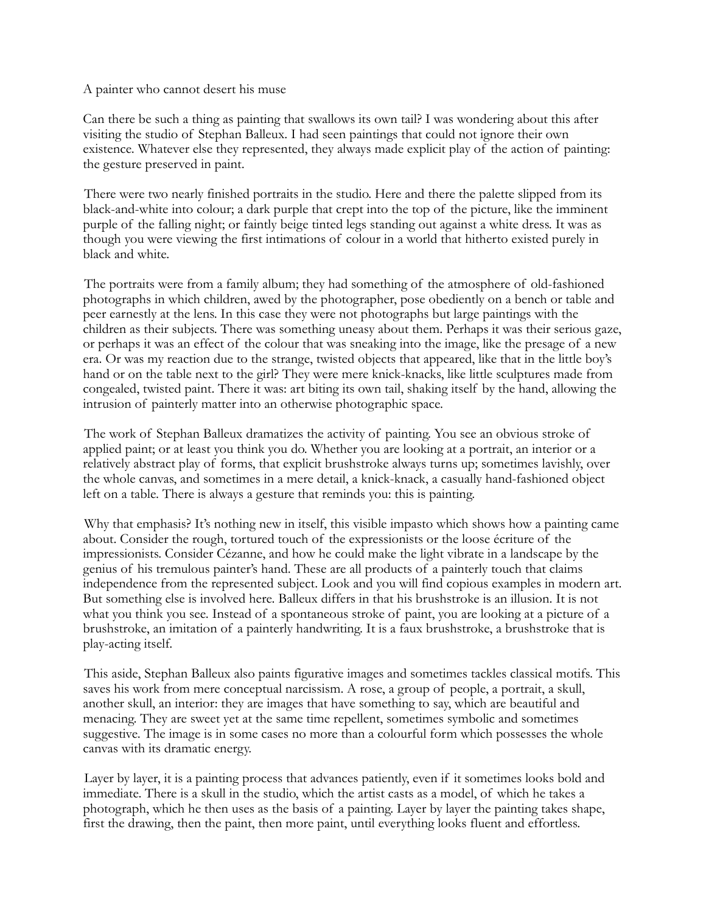# A painter who cannot desert his muse

Can there be such a thing as painting that swallows its own tail? I was wondering about this after visiting the studio of Stephan Balleux. I had seen paintings that could not ignore their own existence. Whatever else they represented, they always made explicit play of the action of painting: the gesture preserved in paint.

There were two nearly finished portraits in the studio. Here and there the palette slipped from its black-and-white into colour; a dark purple that crept into the top of the picture, like the imminent purple of the falling night; or faintly beige tinted legs standing out against a white dress. It was as though you were viewing the first intimations of colour in a world that hitherto existed purely in black and white.

The portraits were from a family album; they had something of the atmosphere of old-fashioned photographs in which children, awed by the photographer, pose obediently on a bench or table and peer earnestly at the lens. In this case they were not photographs but large paintings with the children as their subjects. There was something uneasy about them. Perhaps it was their serious gaze, or perhaps it was an effect of the colour that was sneaking into the image, like the presage of a new era. Or was my reaction due to the strange, twisted objects that appeared, like that in the little boy's hand or on the table next to the girl? They were mere knick-knacks, like little sculptures made from congealed, twisted paint. There it was: art biting its own tail, shaking itself by the hand, allowing the intrusion of painterly matter into an otherwise photographic space.

The work of Stephan Balleux dramatizes the activity of painting. You see an obvious stroke of applied paint; or at least you think you do. Whether you are looking at a portrait, an interior or a relatively abstract play of forms, that explicit brushstroke always turns up; sometimes lavishly, over the whole canvas, and sometimes in a mere detail, a knick-knack, a casually hand-fashioned object left on a table. There is always a gesture that reminds you: this is painting.

Why that emphasis? It's nothing new in itself, this visible impasto which shows how a painting came about. Consider the rough, tortured touch of the expressionists or the loose écriture of the impressionists. Consider Cézanne, and how he could make the light vibrate in a landscape by the genius of his tremulous painter's hand. These are all products of a painterly touch that claims independence from the represented subject. Look and you will find copious examples in modern art. But something else is involved here. Balleux differs in that his brushstroke is an illusion. It is not what you think you see. Instead of a spontaneous stroke of paint, you are looking at a picture of a brushstroke, an imitation of a painterly handwriting. It is a faux brushstroke, a brushstroke that is play-acting itself.

This aside, Stephan Balleux also paints figurative images and sometimes tackles classical motifs. This saves his work from mere conceptual narcissism. A rose, a group of people, a portrait, a skull, another skull, an interior: they are images that have something to say, which are beautiful and menacing. They are sweet yet at the same time repellent, sometimes symbolic and sometimes suggestive. The image is in some cases no more than a colourful form which possesses the whole canvas with its dramatic energy.

Layer by layer, it is a painting process that advances patiently, even if it sometimes looks bold and immediate. There is a skull in the studio, which the artist casts as a model, of which he takes a photograph, which he then uses as the basis of a painting. Layer by layer the painting takes shape, first the drawing, then the paint, then more paint, until everything looks fluent and effortless.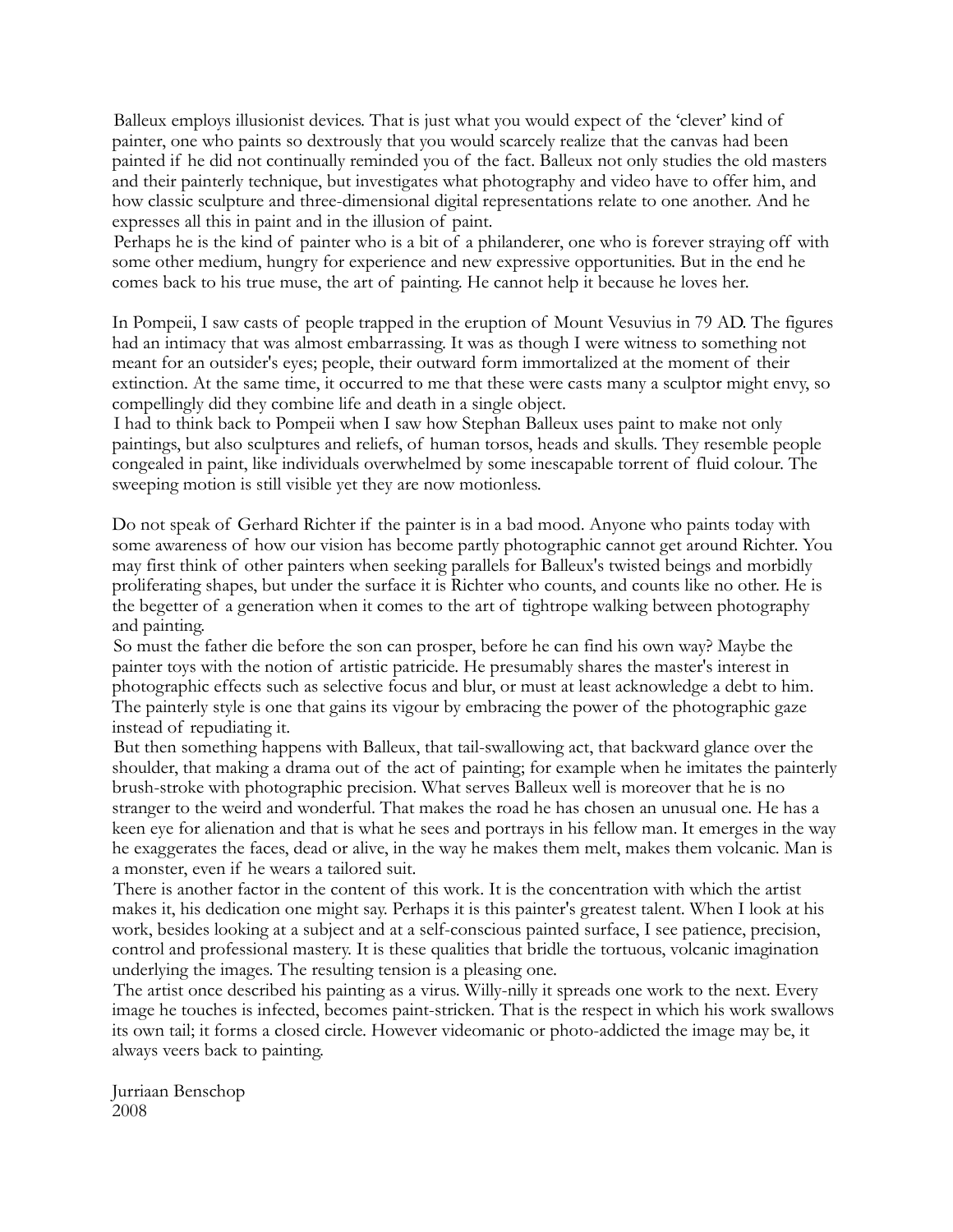Balleux employs illusionist devices. That is just what you would expect of the 'clever' kind of painter, one who paints so dextrously that you would scarcely realize that the canvas had been painted if he did not continually reminded you of the fact. Balleux not only studies the old masters and their painterly technique, but investigates what photography and video have to offer him, and how classic sculpture and three-dimensional digital representations relate to one another. And he expresses all this in paint and in the illusion of paint.

Perhaps he is the kind of painter who is a bit of a philanderer, one who is forever straying off with some other medium, hungry for experience and new expressive opportunities. But in the end he comes back to his true muse, the art of painting. He cannot help it because he loves her.

In Pompeii, I saw casts of people trapped in the eruption of Mount Vesuvius in 79 AD. The figures had an intimacy that was almost embarrassing. It was as though I were witness to something not meant for an outsider's eyes; people, their outward form immortalized at the moment of their extinction. At the same time, it occurred to me that these were casts many a sculptor might envy, so compellingly did they combine life and death in a single object.

I had to think back to Pompeii when I saw how Stephan Balleux uses paint to make not only paintings, but also sculptures and reliefs, of human torsos, heads and skulls. They resemble people congealed in paint, like individuals overwhelmed by some inescapable torrent of fluid colour. The sweeping motion is still visible yet they are now motionless.

Do not speak of Gerhard Richter if the painter is in a bad mood. Anyone who paints today with some awareness of how our vision has become partly photographic cannot get around Richter. You may first think of other painters when seeking parallels for Balleux's twisted beings and morbidly proliferating shapes, but under the surface it is Richter who counts, and counts like no other. He is the begetter of a generation when it comes to the art of tightrope walking between photography and painting.

So must the father die before the son can prosper, before he can find his own way? Maybe the painter toys with the notion of artistic patricide. He presumably shares the master's interest in photographic effects such as selective focus and blur, or must at least acknowledge a debt to him. The painterly style is one that gains its vigour by embracing the power of the photographic gaze instead of repudiating it.

But then something happens with Balleux, that tail-swallowing act, that backward glance over the shoulder, that making a drama out of the act of painting; for example when he imitates the painterly brush-stroke with photographic precision. What serves Balleux well is moreover that he is no stranger to the weird and wonderful. That makes the road he has chosen an unusual one. He has a keen eye for alienation and that is what he sees and portrays in his fellow man. It emerges in the way he exaggerates the faces, dead or alive, in the way he makes them melt, makes them volcanic. Man is a monster, even if he wears a tailored suit.

There is another factor in the content of this work. It is the concentration with which the artist makes it, his dedication one might say. Perhaps it is this painter's greatest talent. When I look at his work, besides looking at a subject and at a self-conscious painted surface, I see patience, precision, control and professional mastery. It is these qualities that bridle the tortuous, volcanic imagination underlying the images. The resulting tension is a pleasing one.

The artist once described his painting as a virus. Willy-nilly it spreads one work to the next. Every image he touches is infected, becomes paint-stricken. That is the respect in which his work swallows its own tail; it forms a closed circle. However videomanic or photo-addicted the image may be, it always veers back to painting.

Jurriaan Benschop
2008